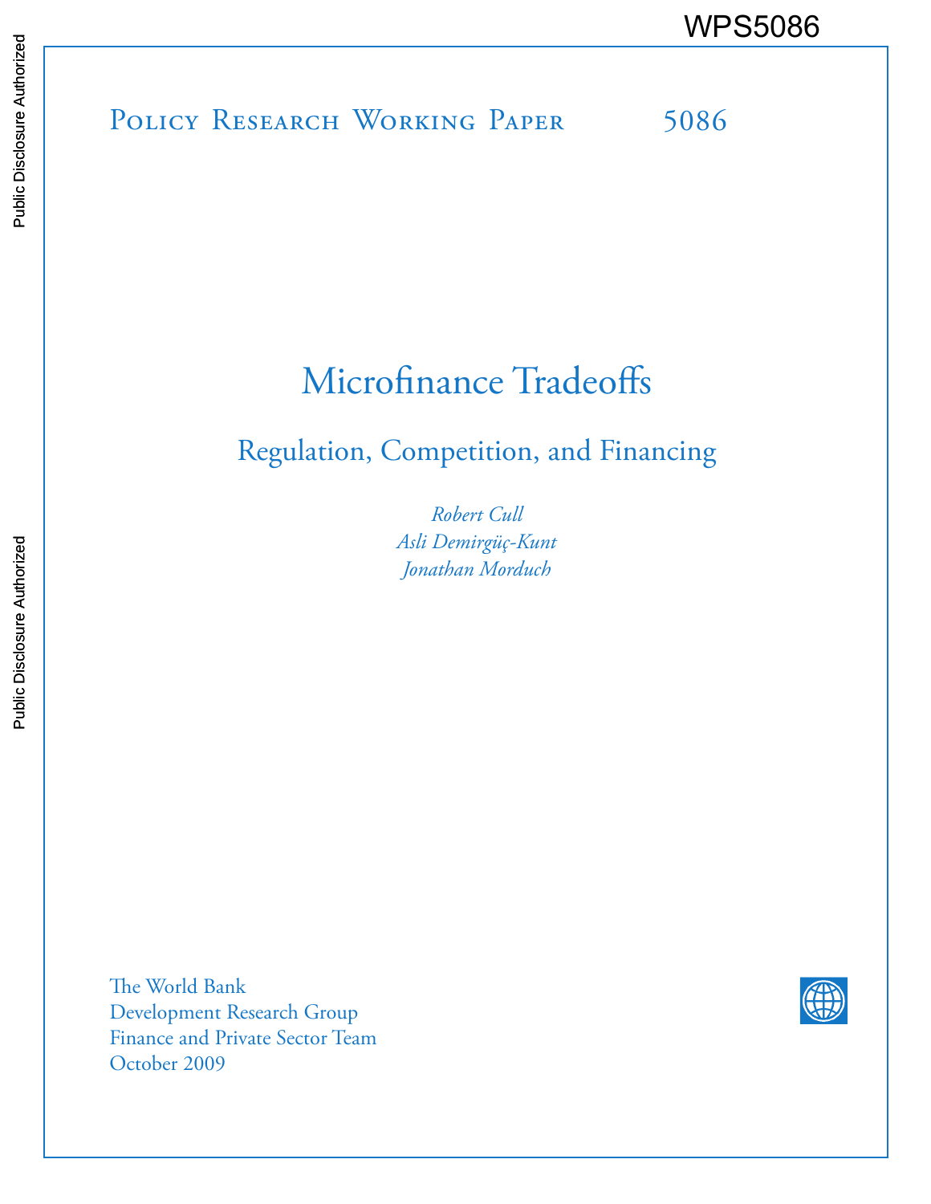WPS5086

Policy Research Working Paper 5086

# Microfinance Tradeoffs

## Regulation, Competition, and Financing

*Robert Cull*
*Asli Demirgüç-Kunt*
*Jonathan Morduch*

The World Bank
Development Research Group
Finance and Private Sector Team
October 2009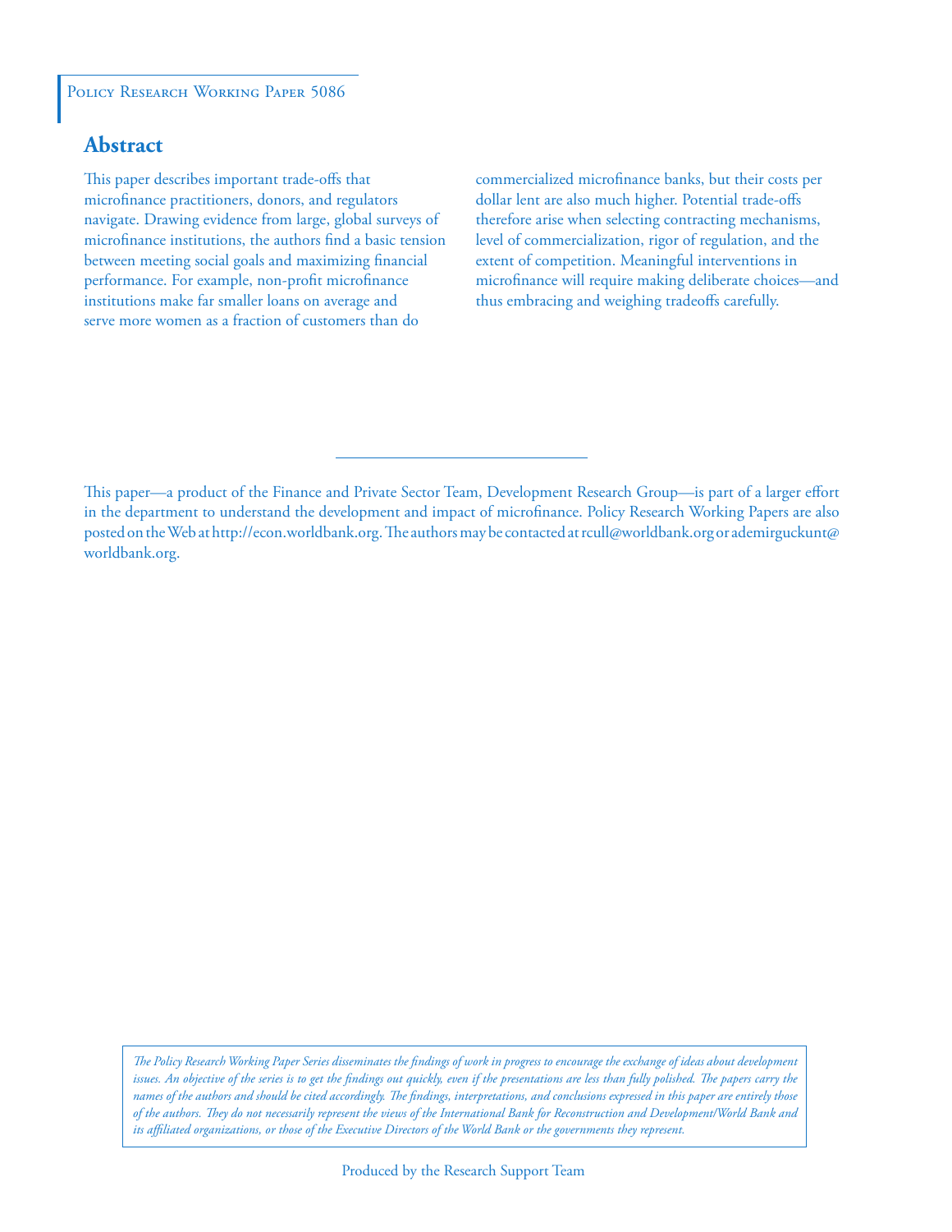Policy Research Working Paper 5086

## Abstract

This paper describes important trade-offs that microfinance practitioners, donors, and regulators navigate. Drawing evidence from large, global surveys of microfinance institutions, the authors find a basic tension between meeting social goals and maximizing financial performance. For example, non-profit microfinance institutions make far smaller loans on average and serve more women as a fraction of customers than do commercialized microfinance banks, but their costs per dollar lent are also much higher. Potential trade-offs therefore arise when selecting contracting mechanisms, level of commercialization, rigor of regulation, and the extent of competition. Meaningful interventions in microfinance will require making deliberate choices—and thus embracing and weighing tradeoffs carefully.

This paper—a product of the Finance and Private Sector Team, Development Research Group—is part of a larger effort in the department to understand the development and impact of microfinance. Policy Research Working Papers are also posted on the Web at http://econ.worldbank.org. The authors may be contacted at rcull@worldbank.org or ademirguckunt@worldbank.org.

*The Policy Research Working Paper Series disseminates the findings of work in progress to encourage the exchange of ideas about development issues. An objective of the series is to get the findings out quickly, even if the presentations are less than fully polished. The papers carry the names of the authors and should be cited accordingly. The findings, interpretations, and conclusions expressed in this paper are entirely those of the authors. They do not necessarily represent the views of the International Bank for Reconstruction and Development/World Bank and its affiliated organizations, or those of the Executive Directors of the World Bank or the governments they represent.*

Produced by the Research Support Team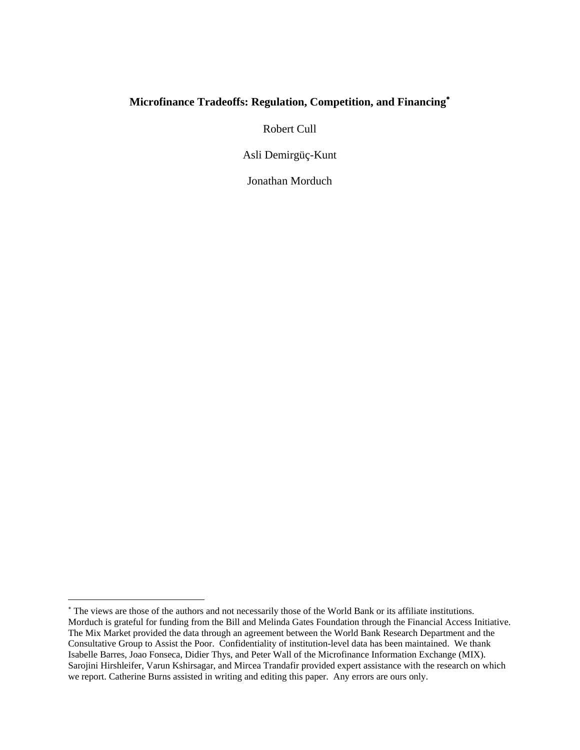**Microfinance Tradeoffs: Regulation, Competition, and Financing***

Robert Cull

Asli Demirgüç-Kunt

Jonathan Morduch

---

* The views are those of the authors and not necessarily those of the World Bank or its affiliate institutions. Morduch is grateful for funding from the Bill and Melinda Gates Foundation through the Financial Access Initiative. The Mix Market provided the data through an agreement between the World Bank Research Department and the Consultative Group to Assist the Poor. Confidentiality of institution-level data has been maintained. We thank Isabelle Barres, Joao Fonseca, Didier Thys, and Peter Wall of the Microfinance Information Exchange (MIX). Sarojini Hirshleifer, Varun Kshirsagar, and Mircea Trandafir provided expert assistance with the research on which we report. Catherine Burns assisted in writing and editing this paper. Any errors are ours only.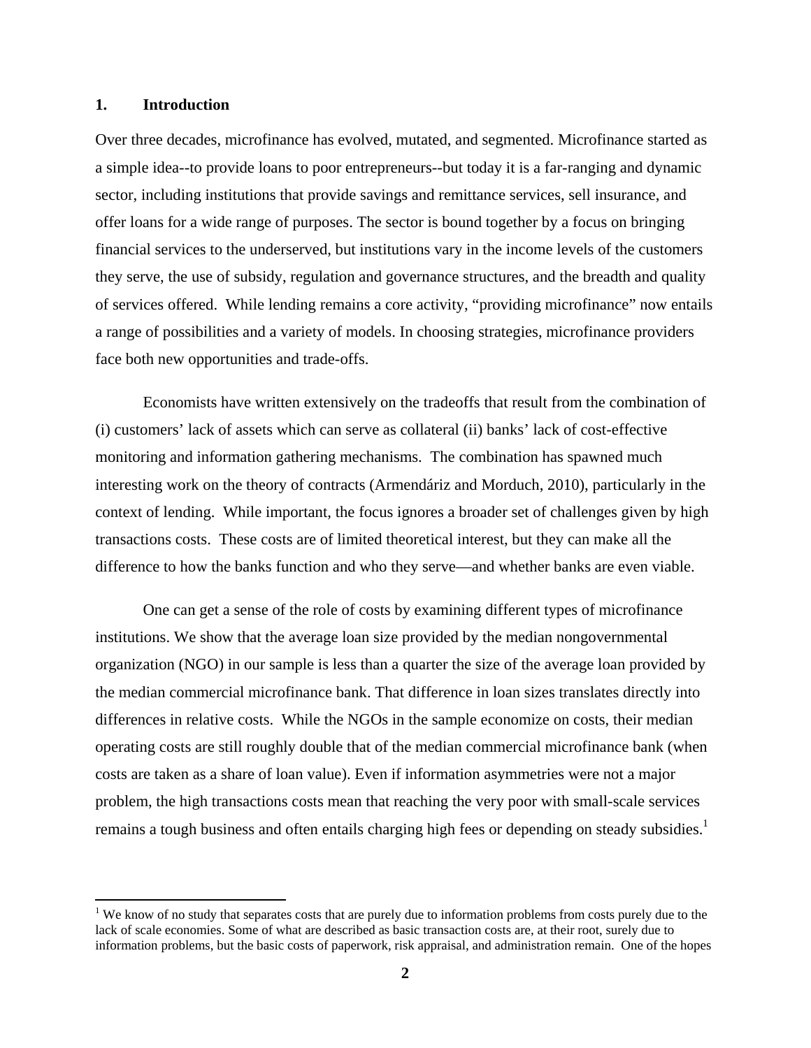## 1. Introduction

Over three decades, microfinance has evolved, mutated, and segmented. Microfinance started as a simple idea--to provide loans to poor entrepreneurs--but today it is a far-ranging and dynamic sector, including institutions that provide savings and remittance services, sell insurance, and offer loans for a wide range of purposes. The sector is bound together by a focus on bringing financial services to the underserved, but institutions vary in the income levels of the customers they serve, the use of subsidy, regulation and governance structures, and the breadth and quality of services offered. While lending remains a core activity, "providing microfinance" now entails a range of possibilities and a variety of models. In choosing strategies, microfinance providers face both new opportunities and trade-offs.

Economists have written extensively on the tradeoffs that result from the combination of (i) customers' lack of assets which can serve as collateral (ii) banks' lack of cost-effective monitoring and information gathering mechanisms. The combination has spawned much interesting work on the theory of contracts (Armendáriz and Morduch, 2010), particularly in the context of lending. While important, the focus ignores a broader set of challenges given by high transactions costs. These costs are of limited theoretical interest, but they can make all the difference to how the banks function and who they serve—and whether banks are even viable.

One can get a sense of the role of costs by examining different types of microfinance institutions. We show that the average loan size provided by the median nongovernmental organization (NGO) in our sample is less than a quarter the size of the average loan provided by the median commercial microfinance bank. That difference in loan sizes translates directly into differences in relative costs. While the NGOs in the sample economize on costs, their median operating costs are still roughly double that of the median commercial microfinance bank (when costs are taken as a share of loan value). Even if information asymmetries were not a major problem, the high transactions costs mean that reaching the very poor with small-scale services remains a tough business and often entails charging high fees or depending on steady subsidies.[1]

[1] We know of no study that separates costs that are purely due to information problems from costs purely due to the lack of scale economies. Some of what are described as basic transaction costs are, at their root, surely due to information problems, but the basic costs of paperwork, risk appraisal, and administration remain. One of the hopes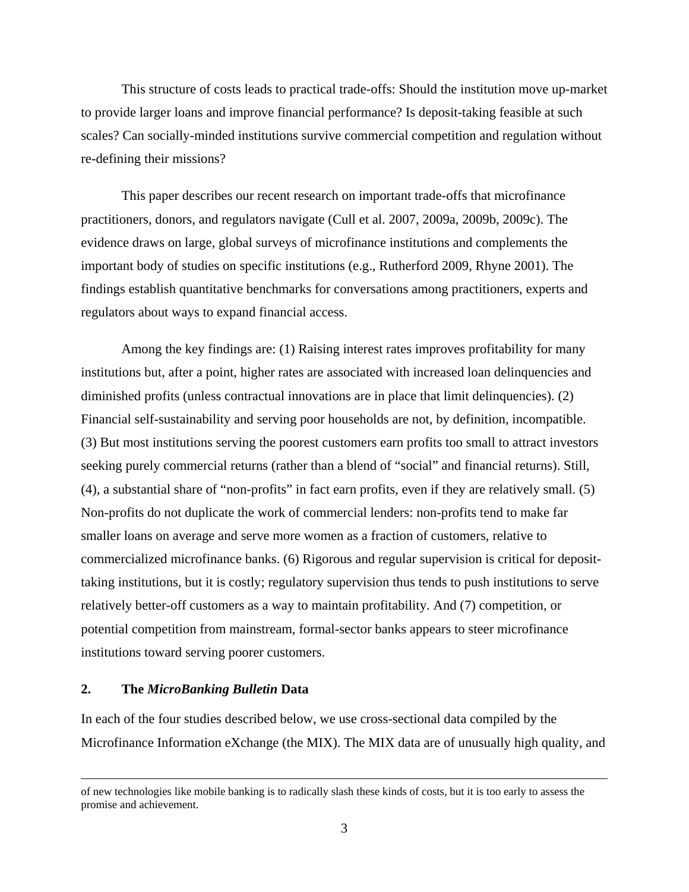This structure of costs leads to practical trade-offs: Should the institution move up-market to provide larger loans and improve financial performance? Is deposit-taking feasible at such scales? Can socially-minded institutions survive commercial competition and regulation without re-defining their missions?

This paper describes our recent research on important trade-offs that microfinance practitioners, donors, and regulators navigate (Cull et al. 2007, 2009a, 2009b, 2009c). The evidence draws on large, global surveys of microfinance institutions and complements the important body of studies on specific institutions (e.g., Rutherford 2009, Rhyne 2001). The findings establish quantitative benchmarks for conversations among practitioners, experts and regulators about ways to expand financial access.

Among the key findings are: (1) Raising interest rates improves profitability for many institutions but, after a point, higher rates are associated with increased loan delinquencies and diminished profits (unless contractual innovations are in place that limit delinquencies). (2) Financial self-sustainability and serving poor households are not, by definition, incompatible. (3) But most institutions serving the poorest customers earn profits too small to attract investors seeking purely commercial returns (rather than a blend of "social" and financial returns). Still, (4), a substantial share of "non-profits" in fact earn profits, even if they are relatively small. (5) Non-profits do not duplicate the work of commercial lenders: non-profits tend to make far smaller loans on average and serve more women as a fraction of customers, relative to commercialized microfinance banks. (6) Rigorous and regular supervision is critical for deposit-taking institutions, but it is costly; regulatory supervision thus tends to push institutions to serve relatively better-off customers as a way to maintain profitability. And (7) competition, or potential competition from mainstream, formal-sector banks appears to steer microfinance institutions toward serving poorer customers.

## 2. The *MicroBanking Bulletin* Data

In each of the four studies described below, we use cross-sectional data compiled by the Microfinance Information eXchange (the MIX). The MIX data are of unusually high quality, and

of new technologies like mobile banking is to radically slash these kinds of costs, but it is too early to assess the promise and achievement.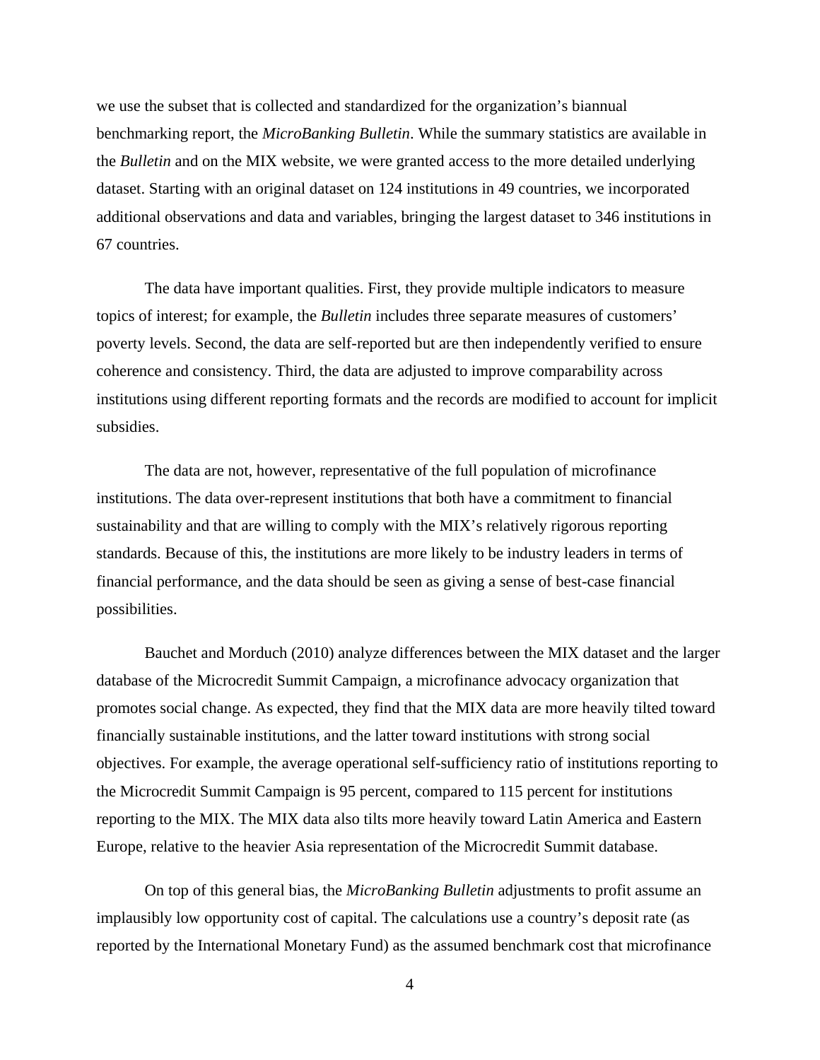we use the subset that is collected and standardized for the organization's biannual benchmarking report, the *MicroBanking Bulletin*. While the summary statistics are available in the *Bulletin* and on the MIX website, we were granted access to the more detailed underlying dataset. Starting with an original dataset on 124 institutions in 49 countries, we incorporated additional observations and data and variables, bringing the largest dataset to 346 institutions in 67 countries.

The data have important qualities. First, they provide multiple indicators to measure topics of interest; for example, the *Bulletin* includes three separate measures of customers' poverty levels. Second, the data are self-reported but are then independently verified to ensure coherence and consistency. Third, the data are adjusted to improve comparability across institutions using different reporting formats and the records are modified to account for implicit subsidies.

The data are not, however, representative of the full population of microfinance institutions. The data over-represent institutions that both have a commitment to financial sustainability and that are willing to comply with the MIX's relatively rigorous reporting standards. Because of this, the institutions are more likely to be industry leaders in terms of financial performance, and the data should be seen as giving a sense of best-case financial possibilities.

Bauchet and Morduch (2010) analyze differences between the MIX dataset and the larger database of the Microcredit Summit Campaign, a microfinance advocacy organization that promotes social change. As expected, they find that the MIX data are more heavily tilted toward financially sustainable institutions, and the latter toward institutions with strong social objectives. For example, the average operational self-sufficiency ratio of institutions reporting to the Microcredit Summit Campaign is 95 percent, compared to 115 percent for institutions reporting to the MIX. The MIX data also tilts more heavily toward Latin America and Eastern Europe, relative to the heavier Asia representation of the Microcredit Summit database.

On top of this general bias, the *MicroBanking Bulletin* adjustments to profit assume an implausibly low opportunity cost of capital. The calculations use a country's deposit rate (as reported by the International Monetary Fund) as the assumed benchmark cost that microfinance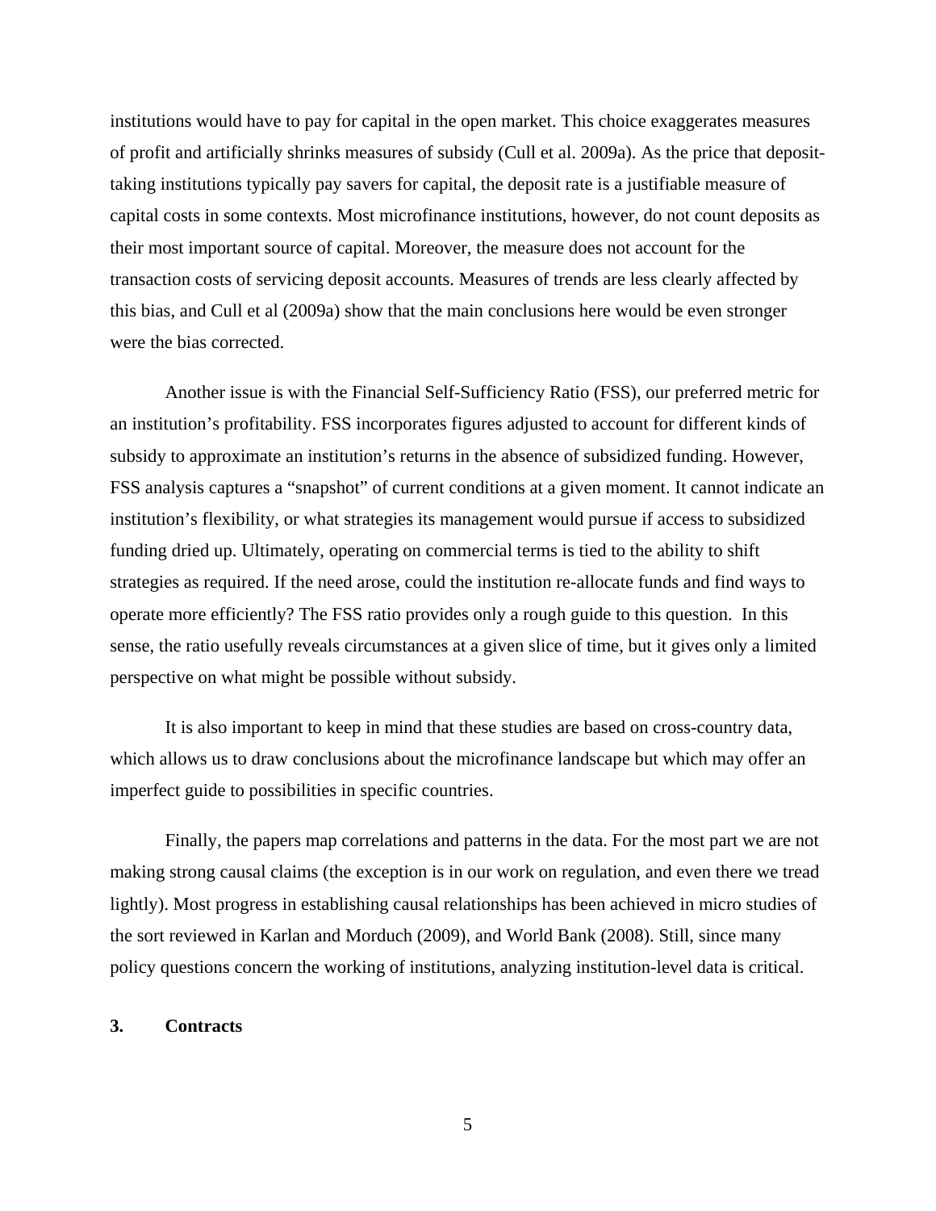institutions would have to pay for capital in the open market. This choice exaggerates measures of profit and artificially shrinks measures of subsidy (Cull et al. 2009a). As the price that deposit-taking institutions typically pay savers for capital, the deposit rate is a justifiable measure of capital costs in some contexts. Most microfinance institutions, however, do not count deposits as their most important source of capital. Moreover, the measure does not account for the transaction costs of servicing deposit accounts. Measures of trends are less clearly affected by this bias, and Cull et al (2009a) show that the main conclusions here would be even stronger were the bias corrected.

Another issue is with the Financial Self-Sufficiency Ratio (FSS), our preferred metric for an institution's profitability. FSS incorporates figures adjusted to account for different kinds of subsidy to approximate an institution's returns in the absence of subsidized funding. However, FSS analysis captures a "snapshot" of current conditions at a given moment. It cannot indicate an institution's flexibility, or what strategies its management would pursue if access to subsidized funding dried up. Ultimately, operating on commercial terms is tied to the ability to shift strategies as required. If the need arose, could the institution re-allocate funds and find ways to operate more efficiently? The FSS ratio provides only a rough guide to this question. In this sense, the ratio usefully reveals circumstances at a given slice of time, but it gives only a limited perspective on what might be possible without subsidy.

It is also important to keep in mind that these studies are based on cross-country data, which allows us to draw conclusions about the microfinance landscape but which may offer an imperfect guide to possibilities in specific countries.

Finally, the papers map correlations and patterns in the data. For the most part we are not making strong causal claims (the exception is in our work on regulation, and even there we tread lightly). Most progress in establishing causal relationships has been achieved in micro studies of the sort reviewed in Karlan and Morduch (2009), and World Bank (2008). Still, since many policy questions concern the working of institutions, analyzing institution-level data is critical.

## 3. Contracts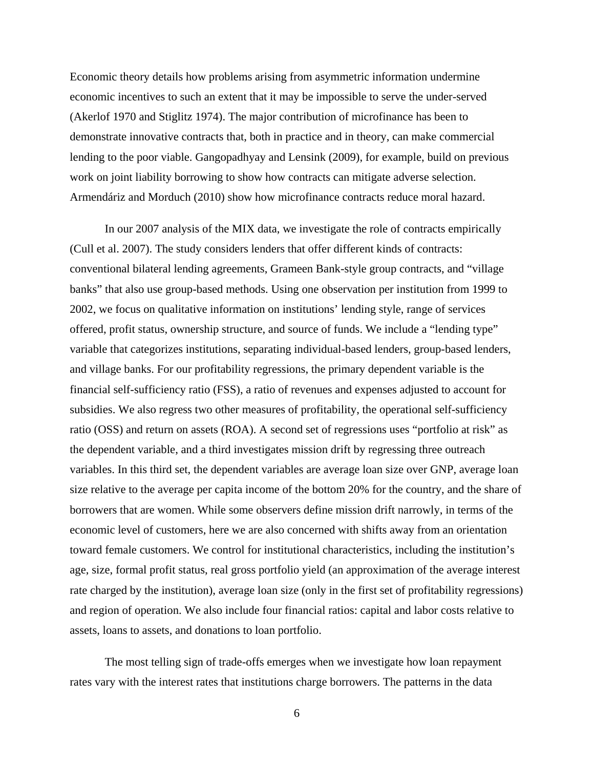Economic theory details how problems arising from asymmetric information undermine economic incentives to such an extent that it may be impossible to serve the under-served (Akerlof 1970 and Stiglitz 1974). The major contribution of microfinance has been to demonstrate innovative contracts that, both in practice and in theory, can make commercial lending to the poor viable. Gangopadhyay and Lensink (2009), for example, build on previous work on joint liability borrowing to show how contracts can mitigate adverse selection. Armendáriz and Morduch (2010) show how microfinance contracts reduce moral hazard.

In our 2007 analysis of the MIX data, we investigate the role of contracts empirically (Cull et al. 2007). The study considers lenders that offer different kinds of contracts: conventional bilateral lending agreements, Grameen Bank-style group contracts, and "village banks" that also use group-based methods. Using one observation per institution from 1999 to 2002, we focus on qualitative information on institutions' lending style, range of services offered, profit status, ownership structure, and source of funds. We include a "lending type" variable that categorizes institutions, separating individual-based lenders, group-based lenders, and village banks. For our profitability regressions, the primary dependent variable is the financial self-sufficiency ratio (FSS), a ratio of revenues and expenses adjusted to account for subsidies. We also regress two other measures of profitability, the operational self-sufficiency ratio (OSS) and return on assets (ROA). A second set of regressions uses "portfolio at risk" as the dependent variable, and a third investigates mission drift by regressing three outreach variables. In this third set, the dependent variables are average loan size over GNP, average loan size relative to the average per capita income of the bottom 20% for the country, and the share of borrowers that are women. While some observers define mission drift narrowly, in terms of the economic level of customers, here we are also concerned with shifts away from an orientation toward female customers. We control for institutional characteristics, including the institution's age, size, formal profit status, real gross portfolio yield (an approximation of the average interest rate charged by the institution), average loan size (only in the first set of profitability regressions) and region of operation. We also include four financial ratios: capital and labor costs relative to assets, loans to assets, and donations to loan portfolio.

The most telling sign of trade-offs emerges when we investigate how loan repayment rates vary with the interest rates that institutions charge borrowers. The patterns in the data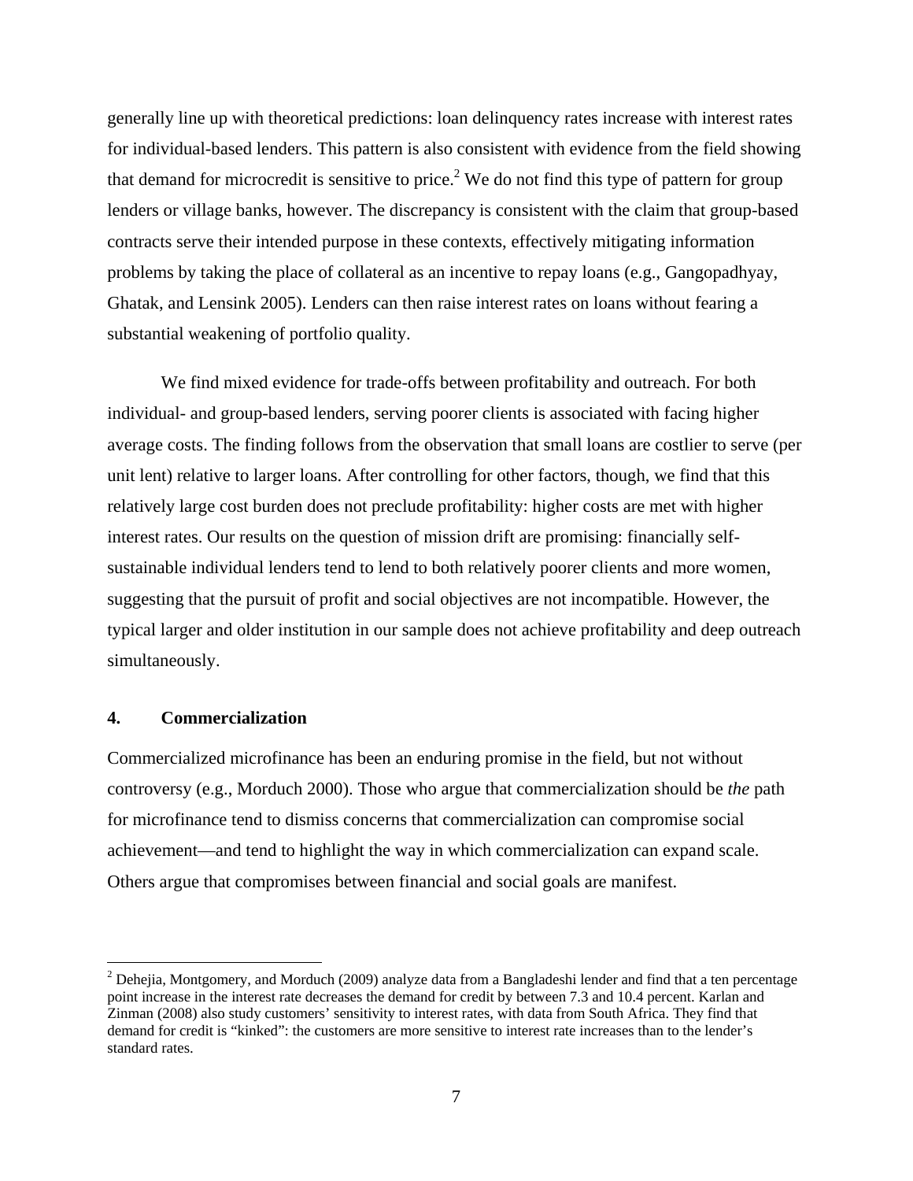generally line up with theoretical predictions: loan delinquency rates increase with interest rates for individual-based lenders. This pattern is also consistent with evidence from the field showing that demand for microcredit is sensitive to price.[2] We do not find this type of pattern for group lenders or village banks, however. The discrepancy is consistent with the claim that group-based contracts serve their intended purpose in these contexts, effectively mitigating information problems by taking the place of collateral as an incentive to repay loans (e.g., Gangopadhyay, Ghatak, and Lensink 2005). Lenders can then raise interest rates on loans without fearing a substantial weakening of portfolio quality.

We find mixed evidence for trade-offs between profitability and outreach. For both individual- and group-based lenders, serving poorer clients is associated with facing higher average costs. The finding follows from the observation that small loans are costlier to serve (per unit lent) relative to larger loans. After controlling for other factors, though, we find that this relatively large cost burden does not preclude profitability: higher costs are met with higher interest rates. Our results on the question of mission drift are promising: financially self-sustainable individual lenders tend to lend to both relatively poorer clients and more women, suggesting that the pursuit of profit and social objectives are not incompatible. However, the typical larger and older institution in our sample does not achieve profitability and deep outreach simultaneously.

## 4. Commercialization

Commercialized microfinance has been an enduring promise in the field, but not without controversy (e.g., Morduch 2000). Those who argue that commercialization should be *the* path for microfinance tend to dismiss concerns that commercialization can compromise social achievement—and tend to highlight the way in which commercialization can expand scale. Others argue that compromises between financial and social goals are manifest.

---

[2] Dehejia, Montgomery, and Morduch (2009) analyze data from a Bangladeshi lender and find that a ten percentage point increase in the interest rate decreases the demand for credit by between 7.3 and 10.4 percent. Karlan and Zinman (2008) also study customers' sensitivity to interest rates, with data from South Africa. They find that demand for credit is "kinked": the customers are more sensitive to interest rate increases than to the lender's standard rates.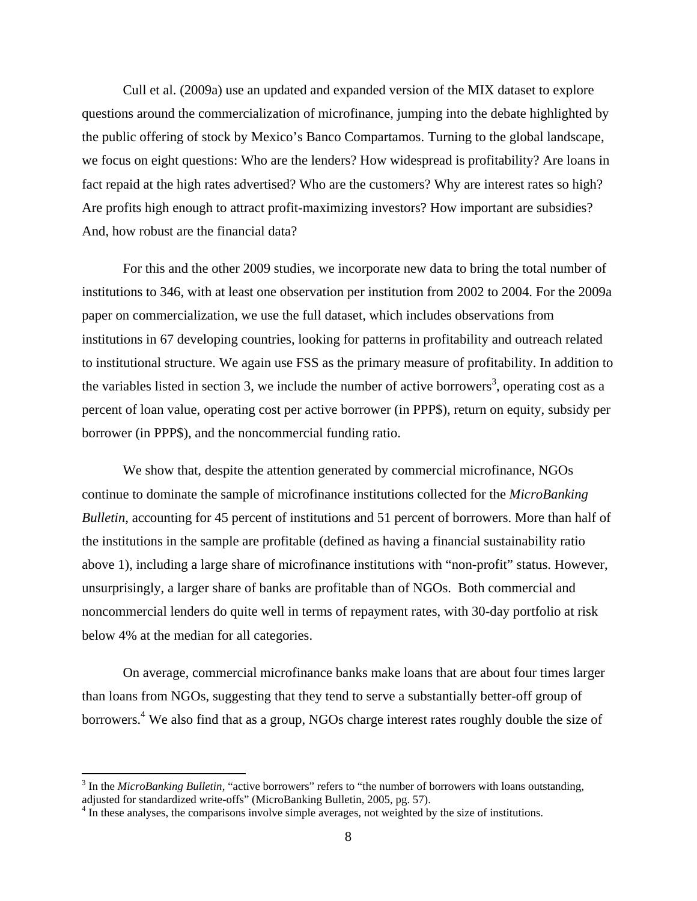Cull et al. (2009a) use an updated and expanded version of the MIX dataset to explore questions around the commercialization of microfinance, jumping into the debate highlighted by the public offering of stock by Mexico's Banco Compartamos. Turning to the global landscape, we focus on eight questions: Who are the lenders? How widespread is profitability? Are loans in fact repaid at the high rates advertised? Who are the customers? Why are interest rates so high? Are profits high enough to attract profit-maximizing investors? How important are subsidies? And, how robust are the financial data?

For this and the other 2009 studies, we incorporate new data to bring the total number of institutions to 346, with at least one observation per institution from 2002 to 2004. For the 2009a paper on commercialization, we use the full dataset, which includes observations from institutions in 67 developing countries, looking for patterns in profitability and outreach related to institutional structure. We again use FSS as the primary measure of profitability. In addition to the variables listed in section 3, we include the number of active borrowers[3], operating cost as a percent of loan value, operating cost per active borrower (in PPP$), return on equity, subsidy per borrower (in PPP$), and the noncommercial funding ratio.

We show that, despite the attention generated by commercial microfinance, NGOs continue to dominate the sample of microfinance institutions collected for the *MicroBanking Bulletin*, accounting for 45 percent of institutions and 51 percent of borrowers. More than half of the institutions in the sample are profitable (defined as having a financial sustainability ratio above 1), including a large share of microfinance institutions with "non-profit" status. However, unsurprisingly, a larger share of banks are profitable than of NGOs. Both commercial and noncommercial lenders do quite well in terms of repayment rates, with 30-day portfolio at risk below 4% at the median for all categories.

On average, commercial microfinance banks make loans that are about four times larger than loans from NGOs, suggesting that they tend to serve a substantially better-off group of borrowers.[4] We also find that as a group, NGOs charge interest rates roughly double the size of

[3] In the *MicroBanking Bulletin*, "active borrowers" refers to "the number of borrowers with loans outstanding, adjusted for standardized write-offs" (MicroBanking Bulletin, 2005, pg. 57).

[4] In these analyses, the comparisons involve simple averages, not weighted by the size of institutions.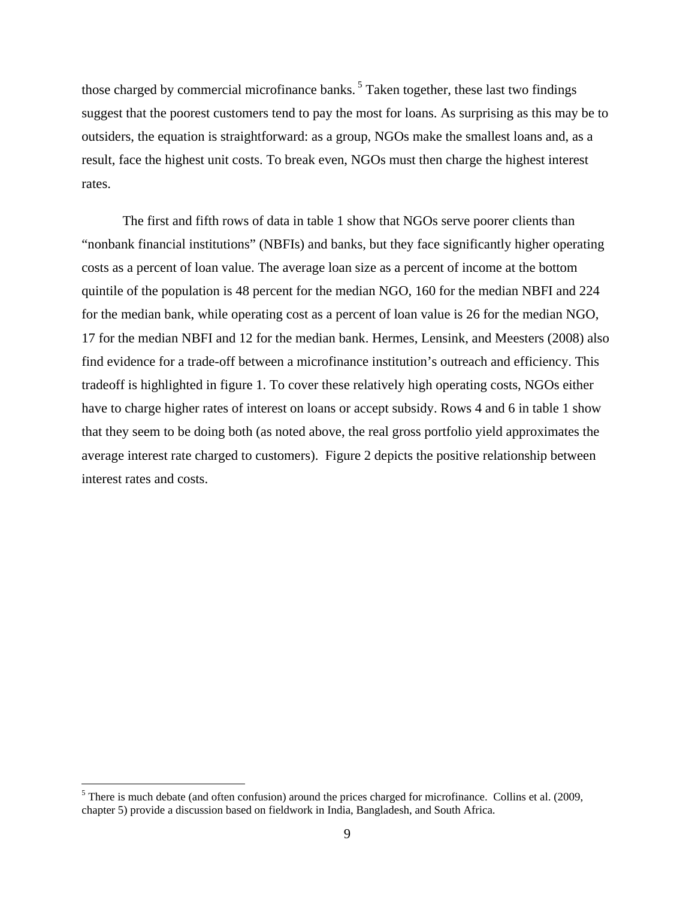those charged by commercial microfinance banks.[5] Taken together, these last two findings suggest that the poorest customers tend to pay the most for loans. As surprising as this may be to outsiders, the equation is straightforward: as a group, NGOs make the smallest loans and, as a result, face the highest unit costs. To break even, NGOs must then charge the highest interest rates.

The first and fifth rows of data in table 1 show that NGOs serve poorer clients than "nonbank financial institutions" (NBFIs) and banks, but they face significantly higher operating costs as a percent of loan value. The average loan size as a percent of income at the bottom quintile of the population is 48 percent for the median NGO, 160 for the median NBFI and 224 for the median bank, while operating cost as a percent of loan value is 26 for the median NGO, 17 for the median NBFI and 12 for the median bank. Hermes, Lensink, and Meesters (2008) also find evidence for a trade-off between a microfinance institution's outreach and efficiency. This tradeoff is highlighted in figure 1. To cover these relatively high operating costs, NGOs either have to charge higher rates of interest on loans or accept subsidy. Rows 4 and 6 in table 1 show that they seem to be doing both (as noted above, the real gross portfolio yield approximates the average interest rate charged to customers). Figure 2 depicts the positive relationship between interest rates and costs.

[5] There is much debate (and often confusion) around the prices charged for microfinance. Collins et al. (2009, chapter 5) provide a discussion based on fieldwork in India, Bangladesh, and South Africa.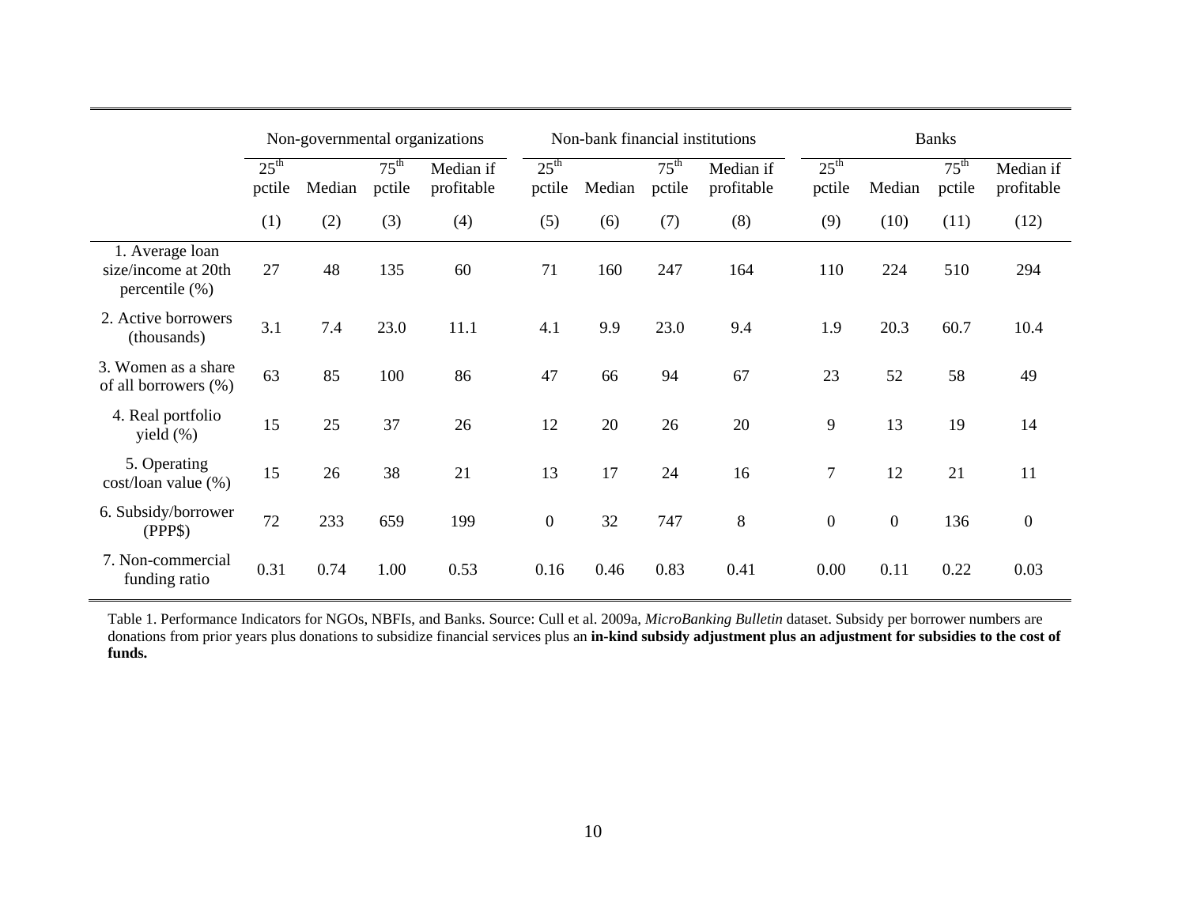| | Non-governmental organizations | | | | Non-bank financial institutions | | | | Banks | | | |
|---|---|---|---|---|---|---|---|---|---|---|---|---|
| | $25^{th}$ pctile | Median | $75^{th}$ pctile | Median if profitable | $25^{th}$ pctile | Median | $75^{th}$ pctile | Median if profitable | $25^{th}$ pctile | Median | $75^{th}$ pctile | Median if profitable |
| | (1) | (2) | (3) | (4) | (5) | (6) | (7) | (8) | (9) | (10) | (11) | (12) |
| 1. Average loan size/income at 20th percentile (%) | 27 | 48 | 135 | 60 | 71 | 160 | 247 | 164 | 110 | 224 | 510 | 294 |
| 2. Active borrowers (thousands) | 3.1 | 7.4 | 23.0 | 11.1 | 4.1 | 9.9 | 23.0 | 9.4 | 1.9 | 20.3 | 60.7 | 10.4 |
| 3. Women as a share of all borrowers (%) | 63 | 85 | 100 | 86 | 47 | 66 | 94 | 67 | 23 | 52 | 58 | 49 |
| 4. Real portfolio yield (%) | 15 | 25 | 37 | 26 | 12 | 20 | 26 | 20 | 9 | 13 | 19 | 14 |
| 5. Operating cost/loan value (%) | 15 | 26 | 38 | 21 | 13 | 17 | 24 | 16 | 7 | 12 | 21 | 11 |
| 6. Subsidy/borrower (PPP$) | 72 | 233 | 659 | 199 | 0 | 32 | 747 | 8 | 0 | 0 | 136 | 0 |
| 7. Non-commercial funding ratio | 0.31 | 0.74 | 1.00 | 0.53 | 0.16 | 0.46 | 0.83 | 0.41 | 0.00 | 0.11 | 0.22 | 0.03 |

Table 1. Performance Indicators for NGOs, NBFIs, and Banks. Source: Cull et al. 2009a, *MicroBanking Bulletin* dataset. Subsidy per borrower numbers are donations from prior years plus donations to subsidize financial services plus an **in-kind subsidy adjustment plus an adjustment for subsidies to the cost of funds.**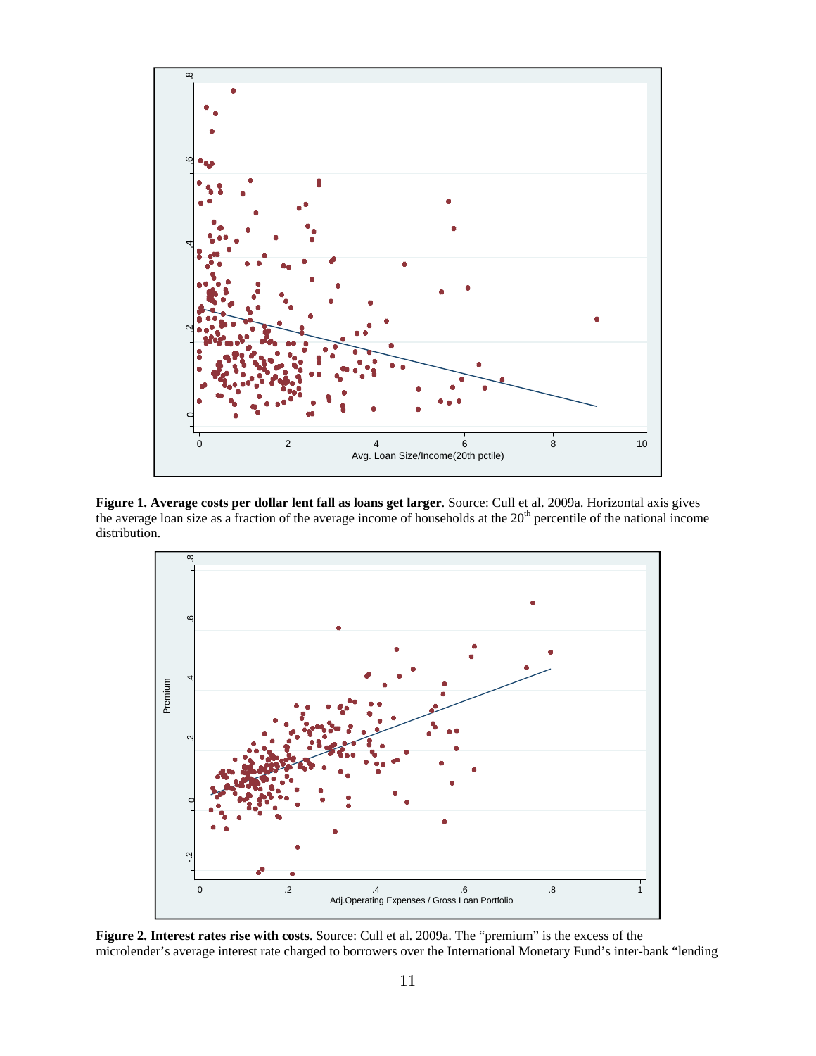**Figure 1. Average costs per dollar lent fall as loans get larger**. Source: Cull et al. 2009a. Horizontal axis gives the average loan size as a fraction of the average income of households at the 20th percentile of the national income distribution.

**Figure 2. Interest rates rise with costs**. Source: Cull et al. 2009a. The "premium" is the excess of the microlender's average interest rate charged to borrowers over the International Monetary Fund's inter-bank "lending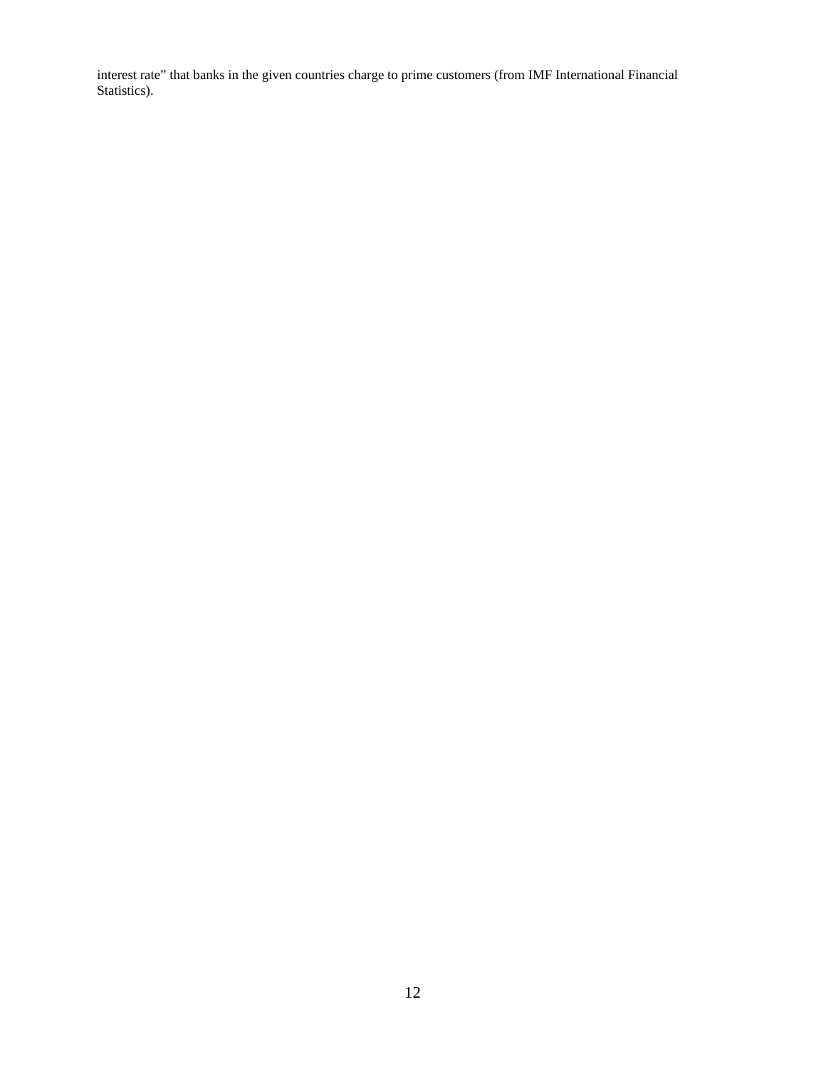interest rate" that banks in the given countries charge to prime customers (from IMF International Financial Statistics).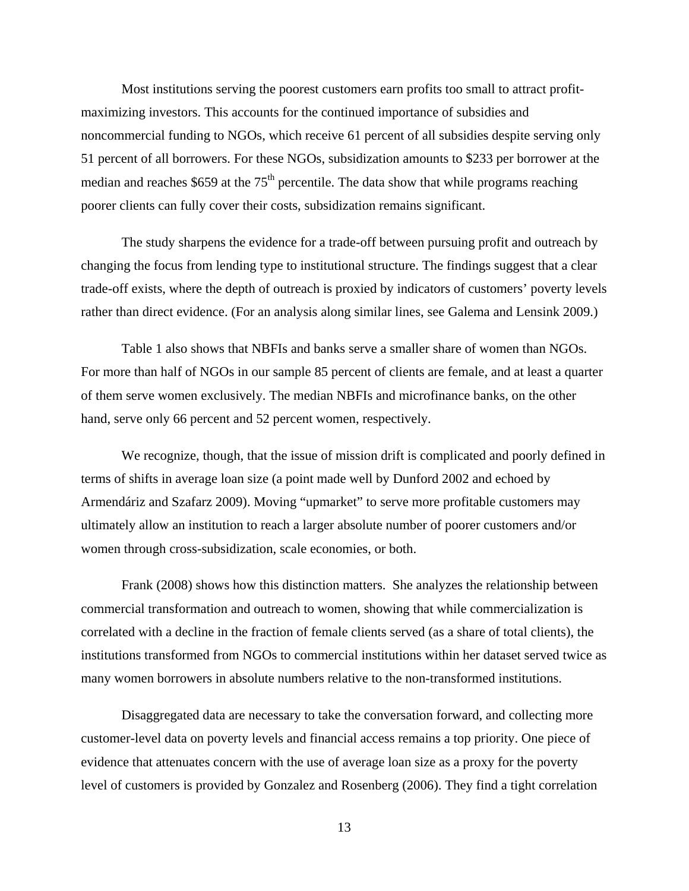Most institutions serving the poorest customers earn profits too small to attract profit-maximizing investors. This accounts for the continued importance of subsidies and noncommercial funding to NGOs, which receive 61 percent of all subsidies despite serving only 51 percent of all borrowers. For these NGOs, subsidization amounts to \$233 per borrower at the median and reaches \$659 at the 75th percentile. The data show that while programs reaching poorer clients can fully cover their costs, subsidization remains significant.

The study sharpens the evidence for a trade-off between pursuing profit and outreach by changing the focus from lending type to institutional structure. The findings suggest that a clear trade-off exists, where the depth of outreach is proxied by indicators of customers' poverty levels rather than direct evidence. (For an analysis along similar lines, see Galema and Lensink 2009.)

Table 1 also shows that NBFIs and banks serve a smaller share of women than NGOs. For more than half of NGOs in our sample 85 percent of clients are female, and at least a quarter of them serve women exclusively. The median NBFIs and microfinance banks, on the other hand, serve only 66 percent and 52 percent women, respectively.

We recognize, though, that the issue of mission drift is complicated and poorly defined in terms of shifts in average loan size (a point made well by Dunford 2002 and echoed by Armendáriz and Szafarz 2009). Moving "upmarket" to serve more profitable customers may ultimately allow an institution to reach a larger absolute number of poorer customers and/or women through cross-subsidization, scale economies, or both.

Frank (2008) shows how this distinction matters. She analyzes the relationship between commercial transformation and outreach to women, showing that while commercialization is correlated with a decline in the fraction of female clients served (as a share of total clients), the institutions transformed from NGOs to commercial institutions within her dataset served twice as many women borrowers in absolute numbers relative to the non-transformed institutions.

Disaggregated data are necessary to take the conversation forward, and collecting more customer-level data on poverty levels and financial access remains a top priority. One piece of evidence that attenuates concern with the use of average loan size as a proxy for the poverty level of customers is provided by Gonzalez and Rosenberg (2006). They find a tight correlation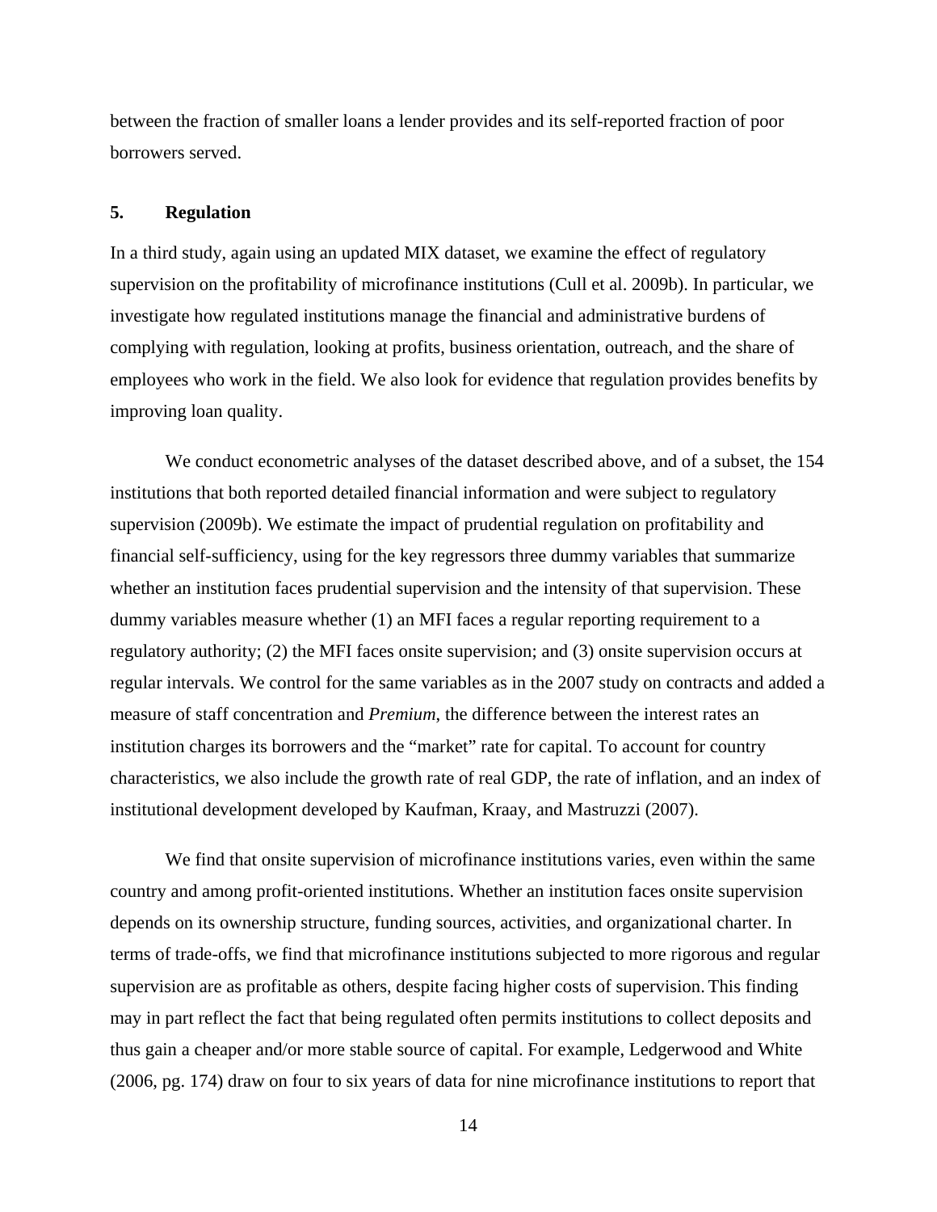between the fraction of smaller loans a lender provides and its self-reported fraction of poor borrowers served.

## 5. Regulation

In a third study, again using an updated MIX dataset, we examine the effect of regulatory supervision on the profitability of microfinance institutions (Cull et al. 2009b). In particular, we investigate how regulated institutions manage the financial and administrative burdens of complying with regulation, looking at profits, business orientation, outreach, and the share of employees who work in the field. We also look for evidence that regulation provides benefits by improving loan quality.

We conduct econometric analyses of the dataset described above, and of a subset, the 154 institutions that both reported detailed financial information and were subject to regulatory supervision (2009b). We estimate the impact of prudential regulation on profitability and financial self-sufficiency, using for the key regressors three dummy variables that summarize whether an institution faces prudential supervision and the intensity of that supervision. These dummy variables measure whether (1) an MFI faces a regular reporting requirement to a regulatory authority; (2) the MFI faces onsite supervision; and (3) onsite supervision occurs at regular intervals. We control for the same variables as in the 2007 study on contracts and added a measure of staff concentration and *Premium*, the difference between the interest rates an institution charges its borrowers and the "market" rate for capital. To account for country characteristics, we also include the growth rate of real GDP, the rate of inflation, and an index of institutional development developed by Kaufman, Kraay, and Mastruzzi (2007).

We find that onsite supervision of microfinance institutions varies, even within the same country and among profit-oriented institutions. Whether an institution faces onsite supervision depends on its ownership structure, funding sources, activities, and organizational charter. In terms of trade-offs, we find that microfinance institutions subjected to more rigorous and regular supervision are as profitable as others, despite facing higher costs of supervision. This finding may in part reflect the fact that being regulated often permits institutions to collect deposits and thus gain a cheaper and/or more stable source of capital. For example, Ledgerwood and White (2006, pg. 174) draw on four to six years of data for nine microfinance institutions to report that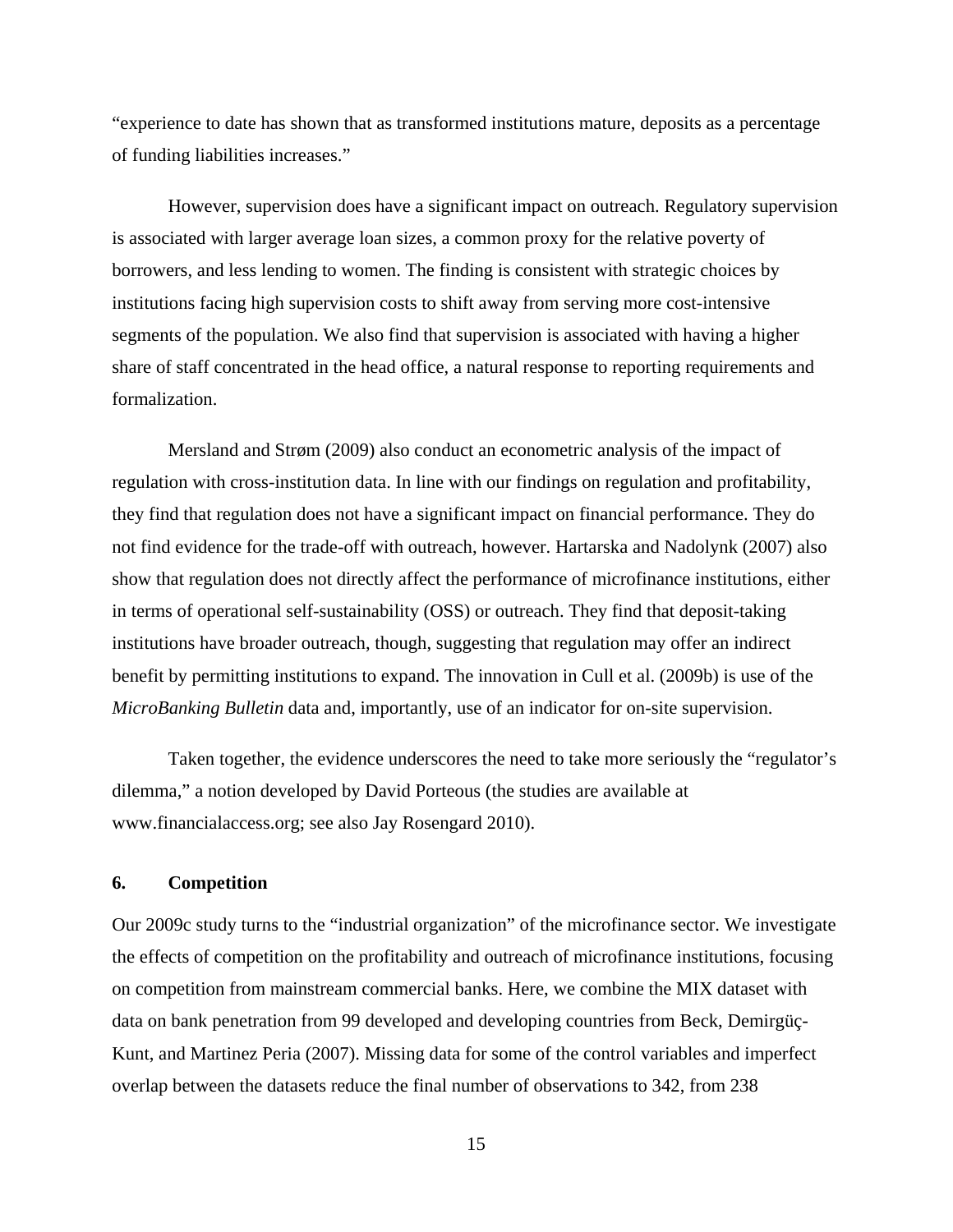"experience to date has shown that as transformed institutions mature, deposits as a percentage of funding liabilities increases."

However, supervision does have a significant impact on outreach. Regulatory supervision is associated with larger average loan sizes, a common proxy for the relative poverty of borrowers, and less lending to women. The finding is consistent with strategic choices by institutions facing high supervision costs to shift away from serving more cost-intensive segments of the population. We also find that supervision is associated with having a higher share of staff concentrated in the head office, a natural response to reporting requirements and formalization.

Mersland and Strøm (2009) also conduct an econometric analysis of the impact of regulation with cross-institution data. In line with our findings on regulation and profitability, they find that regulation does not have a significant impact on financial performance. They do not find evidence for the trade-off with outreach, however. Hartarska and Nadolynk (2007) also show that regulation does not directly affect the performance of microfinance institutions, either in terms of operational self-sustainability (OSS) or outreach. They find that deposit-taking institutions have broader outreach, though, suggesting that regulation may offer an indirect benefit by permitting institutions to expand. The innovation in Cull et al. (2009b) is use of the *MicroBanking Bulletin* data and, importantly, use of an indicator for on-site supervision.

Taken together, the evidence underscores the need to take more seriously the "regulator's dilemma," a notion developed by David Porteous (the studies are available at www.financialaccess.org; see also Jay Rosengard 2010).

## 6. Competition

Our 2009c study turns to the "industrial organization" of the microfinance sector. We investigate the effects of competition on the profitability and outreach of microfinance institutions, focusing on competition from mainstream commercial banks. Here, we combine the MIX dataset with data on bank penetration from 99 developed and developing countries from Beck, Demirgüç-Kunt, and Martinez Peria (2007). Missing data for some of the control variables and imperfect overlap between the datasets reduce the final number of observations to 342, from 238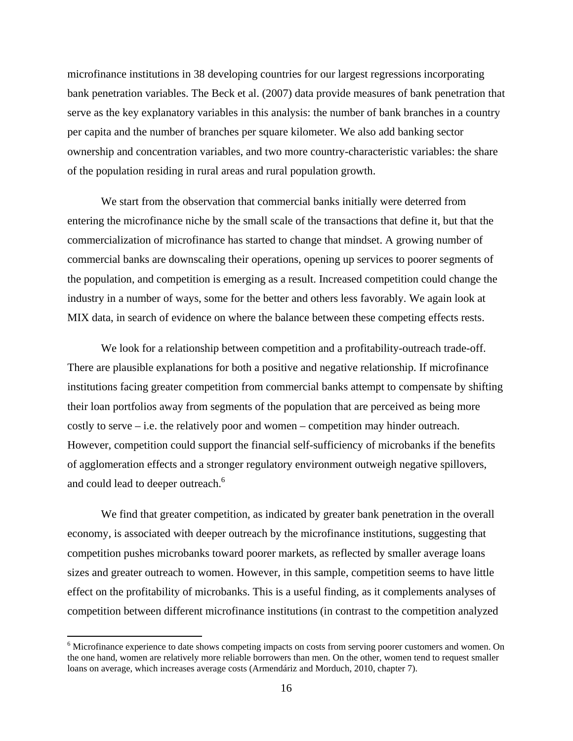microfinance institutions in 38 developing countries for our largest regressions incorporating bank penetration variables. The Beck et al. (2007) data provide measures of bank penetration that serve as the key explanatory variables in this analysis: the number of bank branches in a country per capita and the number of branches per square kilometer. We also add banking sector ownership and concentration variables, and two more country-characteristic variables: the share of the population residing in rural areas and rural population growth.

We start from the observation that commercial banks initially were deterred from entering the microfinance niche by the small scale of the transactions that define it, but that the commercialization of microfinance has started to change that mindset. A growing number of commercial banks are downscaling their operations, opening up services to poorer segments of the population, and competition is emerging as a result. Increased competition could change the industry in a number of ways, some for the better and others less favorably. We again look at MIX data, in search of evidence on where the balance between these competing effects rests.

We look for a relationship between competition and a profitability-outreach trade-off. There are plausible explanations for both a positive and negative relationship. If microfinance institutions facing greater competition from commercial banks attempt to compensate by shifting their loan portfolios away from segments of the population that are perceived as being more costly to serve – i.e. the relatively poor and women – competition may hinder outreach. However, competition could support the financial self-sufficiency of microbanks if the benefits of agglomeration effects and a stronger regulatory environment outweigh negative spillovers, and could lead to deeper outreach.[6]

We find that greater competition, as indicated by greater bank penetration in the overall economy, is associated with deeper outreach by the microfinance institutions, suggesting that competition pushes microbanks toward poorer markets, as reflected by smaller average loans sizes and greater outreach to women. However, in this sample, competition seems to have little effect on the profitability of microbanks. This is a useful finding, as it complements analyses of competition between different microfinance institutions (in contrast to the competition analyzed

[6] Microfinance experience to date shows competing impacts on costs from serving poorer customers and women. On the one hand, women are relatively more reliable borrowers than men. On the other, women tend to request smaller loans on average, which increases average costs (Armendáriz and Morduch, 2010, chapter 7).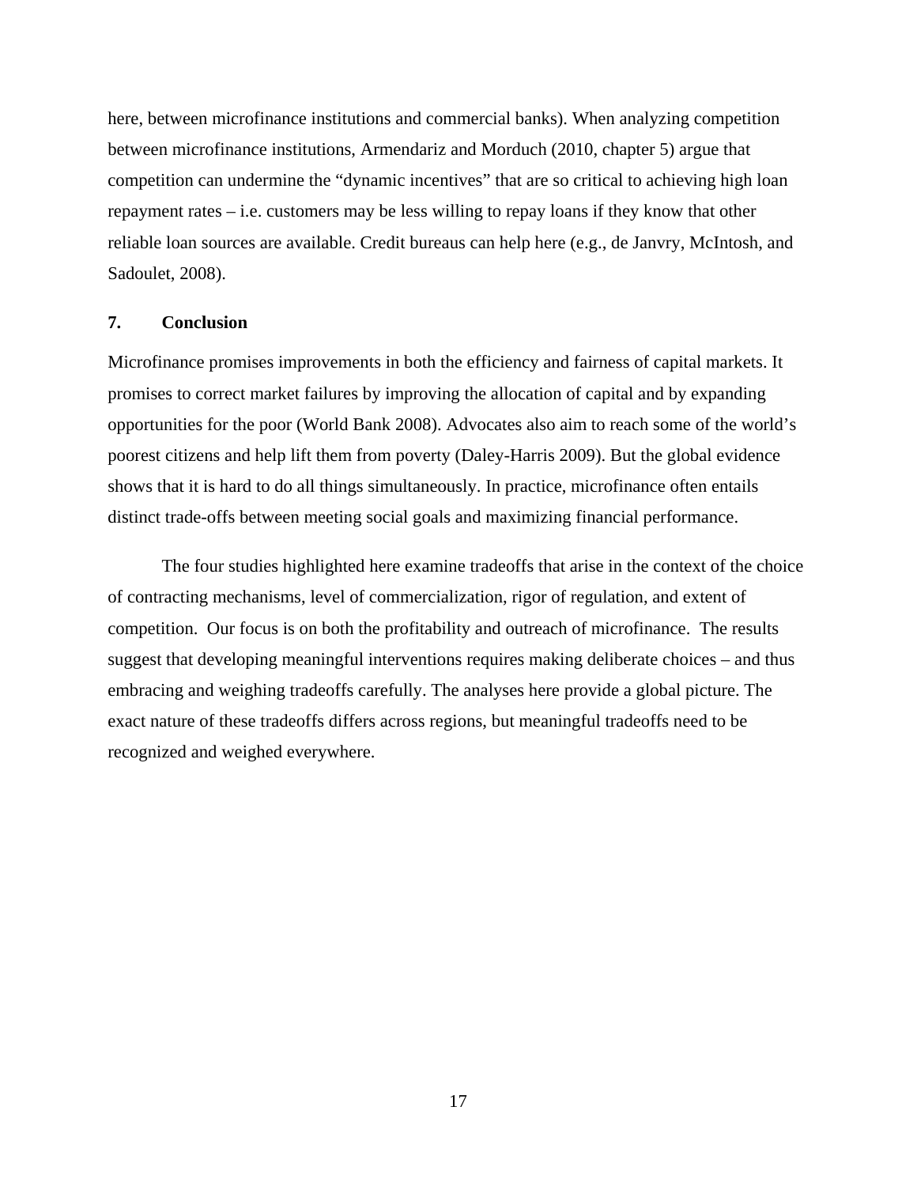here, between microfinance institutions and commercial banks). When analyzing competition between microfinance institutions, Armendariz and Morduch (2010, chapter 5) argue that competition can undermine the "dynamic incentives" that are so critical to achieving high loan repayment rates – i.e. customers may be less willing to repay loans if they know that other reliable loan sources are available. Credit bureaus can help here (e.g., de Janvry, McIntosh, and Sadoulet, 2008).

## 7. Conclusion

Microfinance promises improvements in both the efficiency and fairness of capital markets. It promises to correct market failures by improving the allocation of capital and by expanding opportunities for the poor (World Bank 2008). Advocates also aim to reach some of the world's poorest citizens and help lift them from poverty (Daley-Harris 2009). But the global evidence shows that it is hard to do all things simultaneously. In practice, microfinance often entails distinct trade-offs between meeting social goals and maximizing financial performance.

The four studies highlighted here examine tradeoffs that arise in the context of the choice of contracting mechanisms, level of commercialization, rigor of regulation, and extent of competition. Our focus is on both the profitability and outreach of microfinance. The results suggest that developing meaningful interventions requires making deliberate choices – and thus embracing and weighing tradeoffs carefully. The analyses here provide a global picture. The exact nature of these tradeoffs differs across regions, but meaningful tradeoffs need to be recognized and weighed everywhere.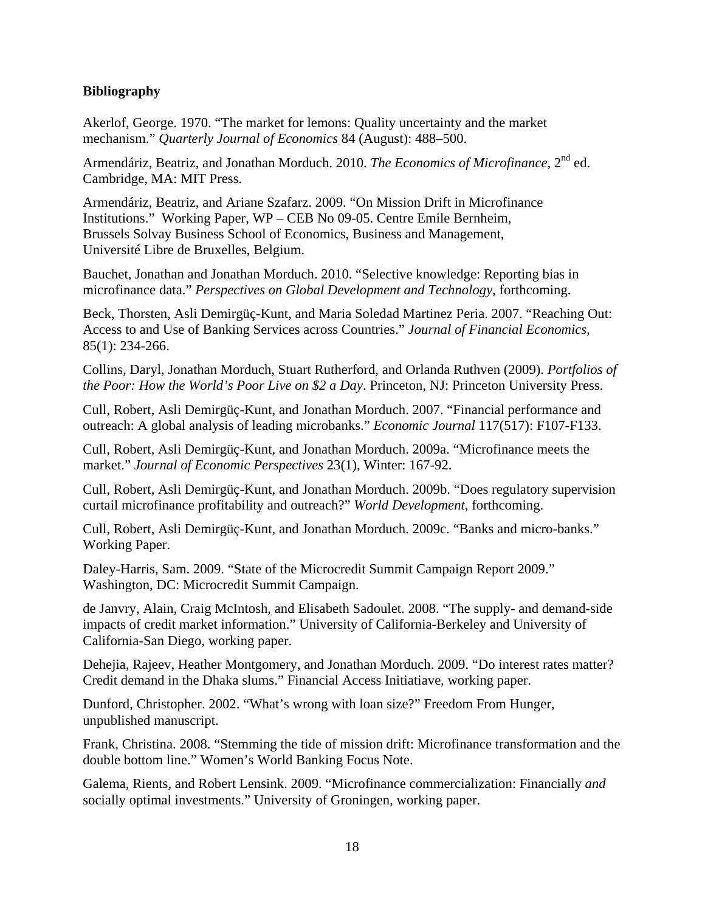**Bibliography**

Akerlof, George. 1970. "The market for lemons: Quality uncertainty and the market mechanism." *Quarterly Journal of Economics* 84 (August): 488–500.

Armendáriz, Beatriz, and Jonathan Morduch. 2010. *The Economics of Microfinance*, 2nd ed. Cambridge, MA: MIT Press.

Armendáriz, Beatriz, and Ariane Szafarz. 2009. "On Mission Drift in Microfinance Institutions." Working Paper, WP – CEB No 09-05. Centre Emile Bernheim, Brussels Solvay Business School of Economics, Business and Management, Université Libre de Bruxelles, Belgium.

Bauchet, Jonathan and Jonathan Morduch. 2010. "Selective knowledge: Reporting bias in microfinance data." *Perspectives on Global Development and Technology*, forthcoming.

Beck, Thorsten, Asli Demirgüç-Kunt, and Maria Soledad Martinez Peria. 2007. "Reaching Out: Access to and Use of Banking Services across Countries." *Journal of Financial Economics*, 85(1): 234-266.

Collins, Daryl, Jonathan Morduch, Stuart Rutherford, and Orlanda Ruthven (2009). *Portfolios of the Poor: How the World's Poor Live on $2 a Day*. Princeton, NJ: Princeton University Press.

Cull, Robert, Asli Demirgüç-Kunt, and Jonathan Morduch. 2007. "Financial performance and outreach: A global analysis of leading microbanks." *Economic Journal* 117(517): F107-F133.

Cull, Robert, Asli Demirgüç-Kunt, and Jonathan Morduch. 2009a. "Microfinance meets the market." *Journal of Economic Perspectives* 23(1), Winter: 167-92.

Cull, Robert, Asli Demirgüç-Kunt, and Jonathan Morduch. 2009b. "Does regulatory supervision curtail microfinance profitability and outreach?" *World Development*, forthcoming.

Cull, Robert, Asli Demirgüç-Kunt, and Jonathan Morduch. 2009c. "Banks and micro-banks." Working Paper.

Daley-Harris, Sam. 2009. "State of the Microcredit Summit Campaign Report 2009." Washington, DC: Microcredit Summit Campaign.

de Janvry, Alain, Craig McIntosh, and Elisabeth Sadoulet. 2008. "The supply- and demand-side impacts of credit market information." University of California-Berkeley and University of California-San Diego, working paper.

Dehejia, Rajeev, Heather Montgomery, and Jonathan Morduch. 2009. "Do interest rates matter? Credit demand in the Dhaka slums." Financial Access Initiatiave, working paper.

Dunford, Christopher. 2002. "What's wrong with loan size?" Freedom From Hunger, unpublished manuscript.

Frank, Christina. 2008. "Stemming the tide of mission drift: Microfinance transformation and the double bottom line." Women's World Banking Focus Note.

Galema, Rients, and Robert Lensink. 2009. "Microfinance commercialization: Financially *and* socially optimal investments." University of Groningen, working paper.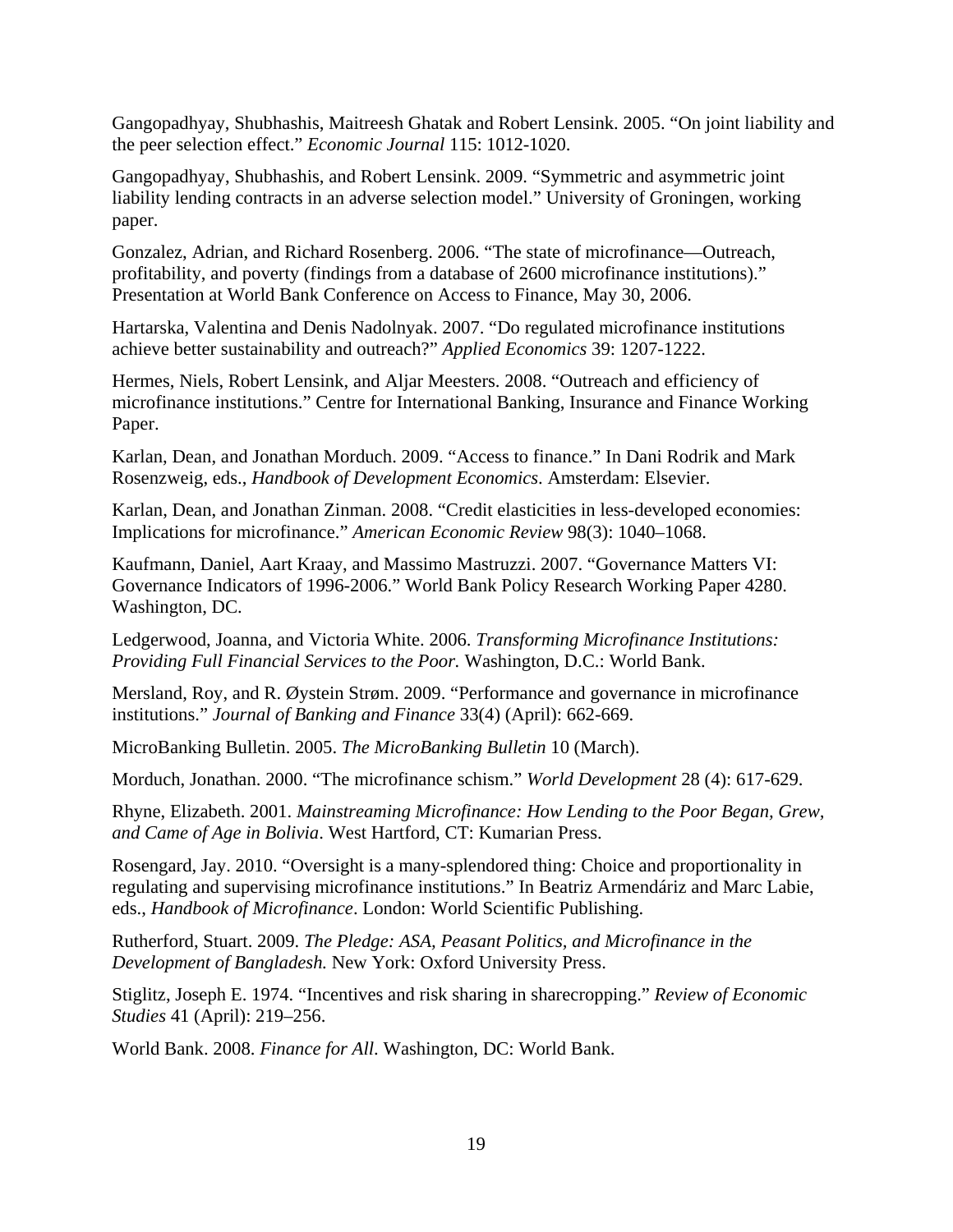Gangopadhyay, Shubhashis, Maitreesh Ghatak and Robert Lensink. 2005. "On joint liability and the peer selection effect." *Economic Journal* 115: 1012-1020.

Gangopadhyay, Shubhashis, and Robert Lensink. 2009. "Symmetric and asymmetric joint liability lending contracts in an adverse selection model." University of Groningen, working paper.

Gonzalez, Adrian, and Richard Rosenberg. 2006. "The state of microfinance—Outreach, profitability, and poverty (findings from a database of 2600 microfinance institutions)." Presentation at World Bank Conference on Access to Finance, May 30, 2006.

Hartarska, Valentina and Denis Nadolnyak. 2007. "Do regulated microfinance institutions achieve better sustainability and outreach?" *Applied Economics* 39: 1207-1222.

Hermes, Niels, Robert Lensink, and Aljar Meesters. 2008. "Outreach and efficiency of microfinance institutions." Centre for International Banking, Insurance and Finance Working Paper.

Karlan, Dean, and Jonathan Morduch. 2009. "Access to finance." In Dani Rodrik and Mark Rosenzweig, eds., *Handbook of Development Economics*. Amsterdam: Elsevier.

Karlan, Dean, and Jonathan Zinman. 2008. "Credit elasticities in less-developed economies: Implications for microfinance." *American Economic Review* 98(3): 1040–1068.

Kaufmann, Daniel, Aart Kraay, and Massimo Mastruzzi. 2007. "Governance Matters VI: Governance Indicators of 1996-2006." World Bank Policy Research Working Paper 4280. Washington, DC.

Ledgerwood, Joanna, and Victoria White. 2006. *Transforming Microfinance Institutions: Providing Full Financial Services to the Poor.* Washington, D.C.: World Bank.

Mersland, Roy, and R. Øystein Strøm. 2009. "Performance and governance in microfinance institutions." *Journal of Banking and Finance* 33(4) (April): 662-669.

MicroBanking Bulletin. 2005. *The MicroBanking Bulletin* 10 (March).

Morduch, Jonathan. 2000. "The microfinance schism." *World Development* 28 (4): 617-629.

Rhyne, Elizabeth. 2001. *Mainstreaming Microfinance: How Lending to the Poor Began, Grew, and Came of Age in Bolivia*. West Hartford, CT: Kumarian Press.

Rosengard, Jay. 2010. "Oversight is a many-splendored thing: Choice and proportionality in regulating and supervising microfinance institutions." In Beatriz Armendáriz and Marc Labie, eds., *Handbook of Microfinance*. London: World Scientific Publishing.

Rutherford, Stuart. 2009. *The Pledge: ASA, Peasant Politics, and Microfinance in the Development of Bangladesh.* New York: Oxford University Press.

Stiglitz, Joseph E. 1974. "Incentives and risk sharing in sharecropping." *Review of Economic Studies* 41 (April): 219–256.

World Bank. 2008. *Finance for All*. Washington, DC: World Bank.